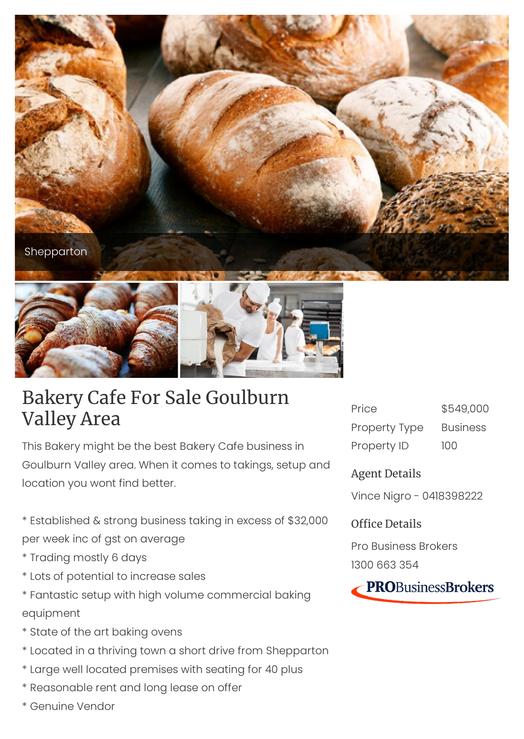Shepparton

# Bakery Cafe For Sale Goulburn Valley Area

This Bakery might be the best Bakery Cafe business in Goulburn Valley area. When it comes to takings, setup and location you wont find better.

* Established & strong business taking in excess of $32,000 per week inc of gst on average
* Trading mostly 6 days
* Lots of potential to increase sales
* Fantastic setup with high volume commercial baking equipment
* State of the art baking ovens
* Located in a thriving town a short drive from Shepparton
* Large well located premises with seating for 40 plus
* Reasonable rent and long lease on offer
* Genuine Vendor

| | |
|---|---|
| Price | $549,000 |
| Property Type | Business |
| Property ID | 100 |

## Agent Details

Vince Nigro - 0418398222

## Office Details

Pro Business Brokers
1300 663 354

PROBusinessBrokers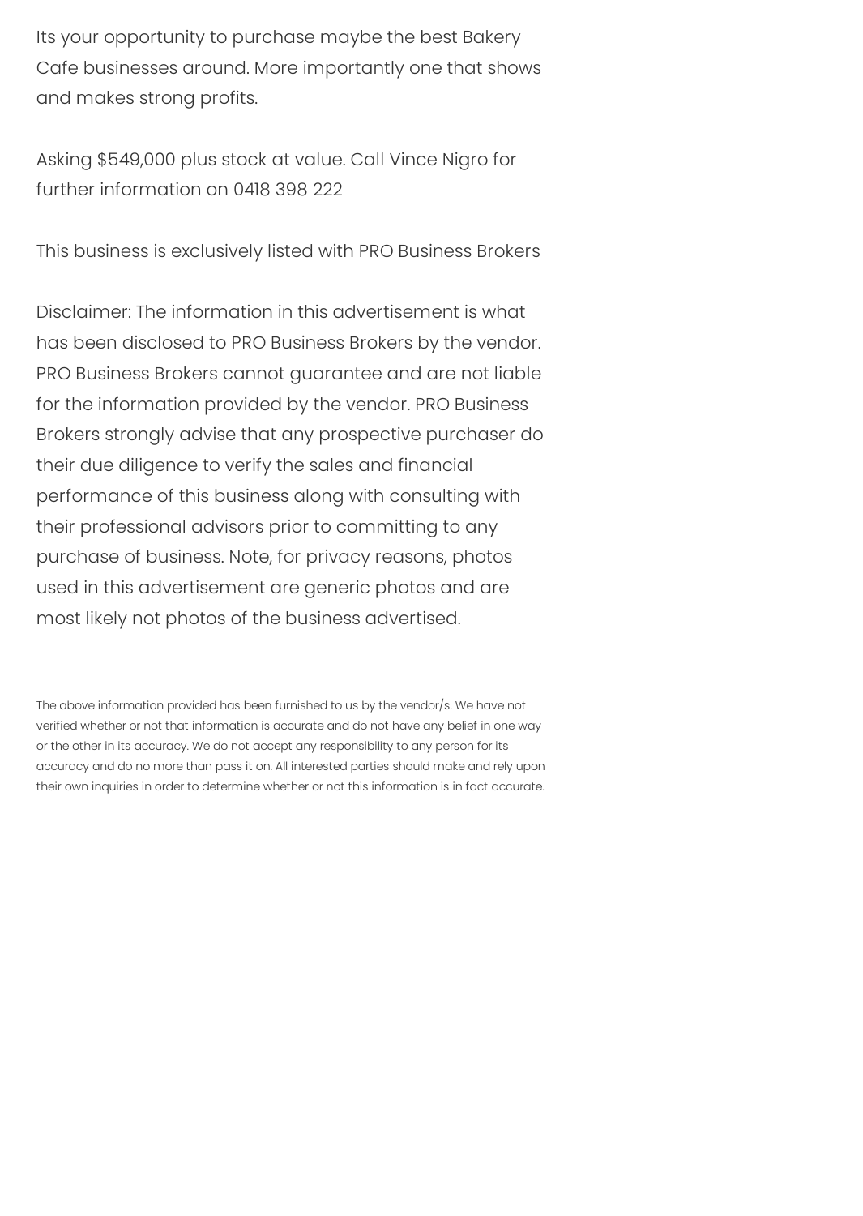Its your opportunity to purchase maybe the best Bakery Cafe businesses around. More importantly one that shows and makes strong profits.

Asking $549,000 plus stock at value. Call Vince Nigro for further information on 0418 398 222

This business is exclusively listed with PRO Business Brokers

Disclaimer: The information in this advertisement is what has been disclosed to PRO Business Brokers by the vendor. PRO Business Brokers cannot guarantee and are not liable for the information provided by the vendor. PRO Business Brokers strongly advise that any prospective purchaser do their due diligence to verify the sales and financial performance of this business along with consulting with their professional advisors prior to committing to any purchase of business. Note, for privacy reasons, photos used in this advertisement are generic photos and are most likely not photos of the business advertised.

The above information provided has been furnished to us by the vendor/s. We have not verified whether or not that information is accurate and do not have any belief in one way or the other in its accuracy. We do not accept any responsibility to any person for its accuracy and do no more than pass it on. All interested parties should make and rely upon their own inquiries in order to determine whether or not this information is in fact accurate.